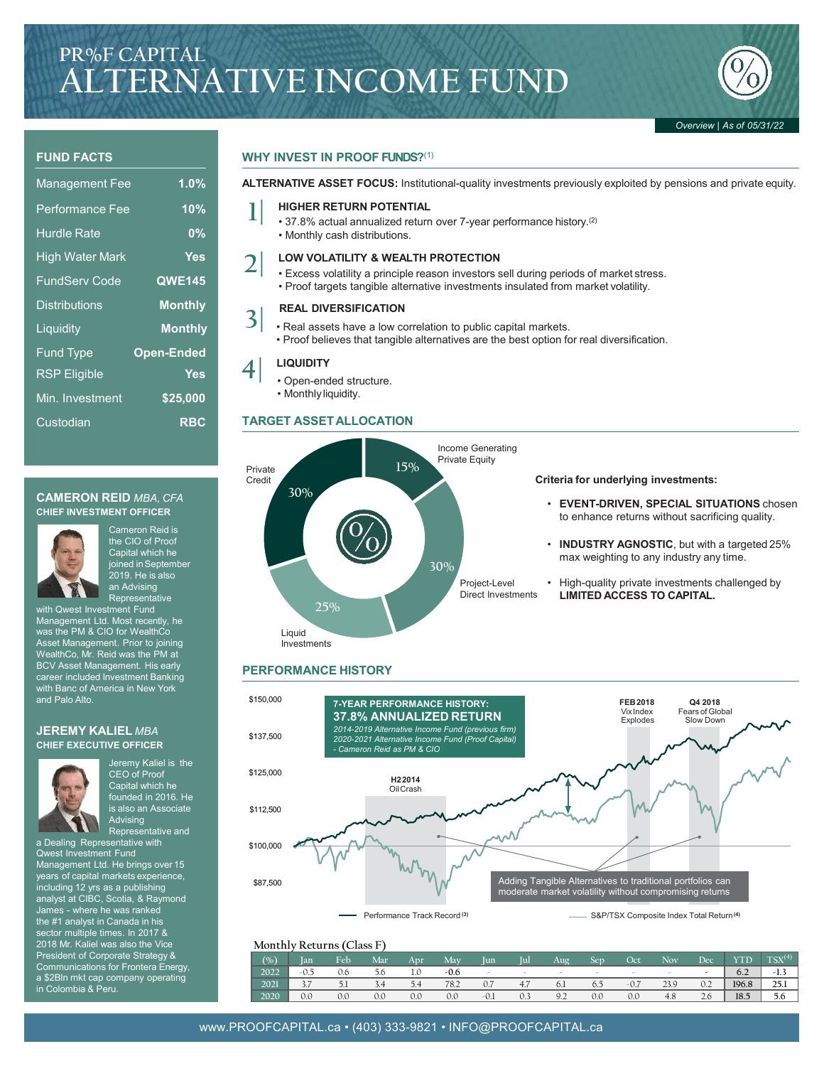# PR%F CAPITAL
# ALTERNATIVE INCOME FUND

*Overview | As of 05/31/22*

## FUND FACTS

| | |
|---|---|
| Management Fee | 1.0% |
| Performance Fee | 10% |
| Hurdle Rate | 0% |
| High Water Mark | Yes |
| FundServ Code | QWE145 |
| Distributions | Monthly |
| Liquidity | Monthly |
| Fund Type | Open-Ended |
| RSP Eligible | Yes |
| Min. Investment | $25,000 |
| Custodian | RBC |

### CAMERON REID *MBA, CFA*
**CHIEF INVESTMENT OFFICER**

Cameron Reid is the CIO of Proof Capital which he joined in September 2019. He is also an Advising Representative with Qwest Investment Fund Management Ltd. Most recently, he was the PM & CIO for WealthCo Asset Management. Prior to joining WealthCo, Mr. Reid was the PM at BCV Asset Management. His early career included Investment Banking with Banc of America in New York and Palo Alto.

### JEREMY KALIEL *MBA*
**CHIEF EXECUTIVE OFFICER**

Jeremy Kaliel is the CEO of Proof Capital which he founded in 2016. He is also an Associate Advising Representative and a Dealing Representative with Qwest Investment Fund Management Ltd. He brings over 15 years of capital markets experience, including 12 yrs as a publishing analyst at CIBC, Scotia, & Raymond James - where he was ranked the #1 analyst in Canada in his sector multiple times. In 2017 & 2018 Mr. Kaliel was also the Vice President of Corporate Strategy & Communications for Frontera Energy, a $2Bln mkt cap company operating in Colombia & Peru.

## WHY INVEST IN PROOF FUNDS?[1]

**ALTERNATIVE ASSET FOCUS:** Institutional-quality investments previously exploited by pensions and private equity.

**1 | HIGHER RETURN POTENTIAL**
- 37.8% actual annualized return over 7-year performance history.[2]
- Monthly cash distributions.

**2 | LOW VOLATILITY & WEALTH PROTECTION**
- Excess volatility a principle reason investors sell during periods of market stress.
- Proof targets tangible alternative investments insulated from market volatility.

**3 | REAL DIVERSIFICATION**
- Real assets have a low correlation to public capital markets.
- Proof believes that tangible alternatives are the best option for real diversification.

**4 | LIQUIDITY**
- Open-ended structure.
- Monthly liquidity.

## TARGET ASSET ALLOCATION

- Income Generating Private Equity: 15%
- Project-Level Direct Investments: 30%
- Liquid Investments: 25%
- Private Credit: 30%

**Criteria for underlying investments:**

- **EVENT-DRIVEN, SPECIAL SITUATIONS** chosen to enhance returns without sacrificing quality.
- **INDUSTRY AGNOSTIC**, but with a targeted 25% max weighting to any industry any time.
- High-quality private investments challenged by **LIMITED ACCESS TO CAPITAL.**

## PERFORMANCE HISTORY

**7-YEAR PERFORMANCE HISTORY:**
**37.8% ANNUALIZED RETURN**
*2014-2019 Alternative Income Fund (previous firm)*
*2020-2021 Alternative Income Fund (Proof Capital)*
*- Cameron Reid as PM & CIO*

Chart annotations: H2 2014 Oil Crash; FEB 2018 Vix Index Explodes; Q4 2018 Fears of Global Slow Down

Adding Tangible Alternatives to traditional portfolios can moderate market volatility without compromising returns

Legend: Performance Track Record[3]; S&P/TSX Composite Index Total Return[4]

Y-axis: $87,500; $100,000; $112,500; $125,000; $137,500; $150,000

Monthly Returns (Class F)

| (%) | Jan | Feb | Mar | Apr | May | Jun | Jul | Aug | Sep | Oct | Nov | Dec | YTD | TSX[4] |
|---|---|---|---|---|---|---|---|---|---|---|---|---|---|---|
| 2022 | -0.5 | 0.6 | 5.6 | 1.0 | -0.6 | - | - | - | - | - | - | - | 6.2 | -1.3 |
| 2021 | 3.7 | 5.1 | 3.4 | 5.4 | 78.2 | 0.7 | 4.7 | 6.1 | 6.5 | -0.7 | 23.9 | 0.2 | 196.8 | 25.1 |
| 2020 | 0.0 | 0.0 | 0.0 | 0.0 | 0.0 | -0.1 | 0.3 | 9.2 | 0.0 | 0.0 | 4.8 | 2.6 | 18.5 | 5.6 |

www.PROOFCAPITAL.ca • (403) 333-9821 • INFO@PROOFCAPITAL.ca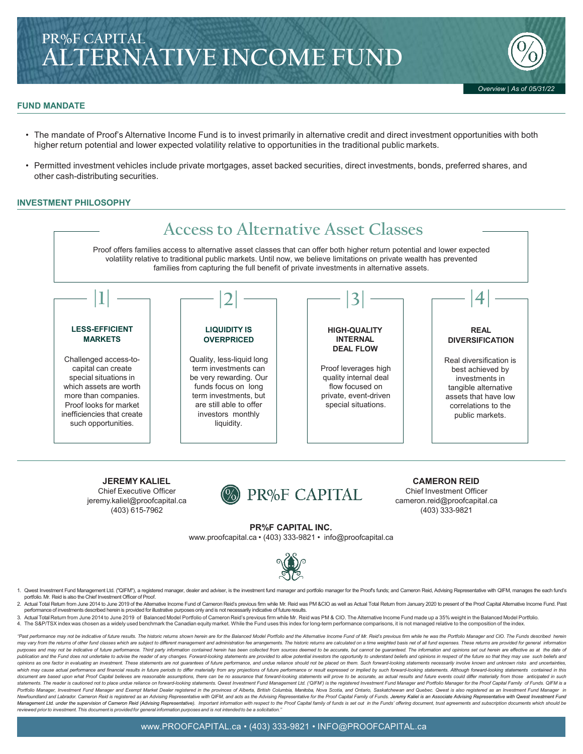# PR%F CAPITAL
# ALTERNATIVE INCOME FUND

*Overview | As of 05/31/22*

## FUND MANDATE

- The mandate of Proof's Alternative Income Fund is to invest primarily in alternative credit and direct investment opportunities with both higher return potential and lower expected volatility relative to opportunities in the traditional public markets.
- Permitted investment vehicles include private mortgages, asset backed securities, direct investments, bonds, preferred shares, and other cash-distributing securities.

## INVESTMENT PHILOSOPHY

### Access to Alternative Asset Classes

Proof offers families access to alternative asset classes that can offer both higher return potential and lower expected volatility relative to traditional public markets. Until now, we believe limitations on private wealth has prevented families from capturing the full benefit of private investments in alternative assets.

**|1| LESS-EFFICIENT MARKETS**

Challenged access-to-capital can create special situations in which assets are worth more than companies. Proof looks for market inefficiencies that create such opportunities.

**|2| LIQUIDITY IS OVERPRICED**

Quality, less-liquid long term investments can be very rewarding. Our funds focus on long term investments, but are still able to offer investors monthly liquidity.

**|3| HIGH-QUALITY INTERNAL DEAL FLOW**

Proof leverages high quality internal deal flow focused on private, event-driven special situations.

**|4| REAL DIVERSIFICATION**

Real diversification is best achieved by investments in tangible alternative assets that have low correlations to the public markets.

**JEREMY KALIEL**
Chief Executive Officer
jeremy.kaliel@proofcapital.ca
(403) 615-7962

PR%F CAPITAL

**CAMERON REID**
Chief Investment Officer
cameron.reid@proofcapital.ca
(403) 333-9821

**PR%F CAPITAL INC.**
www.proofcapital.ca • (403) 333-9821 • info@proofcapital.ca

1. Qwest Investment Fund Management Ltd. ("QIFM"), a registered manager, dealer and adviser, is the investment fund manager and portfolio manager for the Proof's funds; and Cameron Reid, Advising Representative with QIFM, manages the each fund's portfolio. Mr. Reid is also the Chief Investment Officer of Proof.
2. Actual Total Return from June 2014 to June 2019 of the Alternative Income Fund of Cameron Reid's previous firm while Mr. Reid was PM &CIO as well as Actual Total Return from January 2020 to present of the Proof Capital Alternative Income Fund. Past performance of investments described herein is provided for illustrative purposes only and is not necessarily indicative of future results.
3. Actual Total Return from June 2014 to June 2019 of Balanced Model Portfolio of Cameron Reid's previous firm while Mr. Reid was PM & CIO. The Alternative Income Fund made up a 35% weight in the Balanced Model Portfolio.
4. The S&P/TSX index was chosen as a widely used benchmark the Canadian equity market. While the Fund uses this index for long-term performance comparisons, it is not managed relative to the composition of the index.

*"Past performance may not be indicative of future results. The historic returns shown herein are for the Balanced Model Portfolio and the Alternative Income Fund of Mr. Reid's previous firm while he was the Portfolio Manager and CIO. The Funds described herein may vary from the returns of other fund classes which are subject to different management and administration fee arrangements. The historic returns are calculated on a time weighted basis net of all fund expenses. These returns are provided for general information purposes and may not be indicative of future performance. Third party information contained herein has been collected from sources deemed to be accurate, but cannot be guaranteed. The information and opinions set out herein are effective as at the date of publication and the Fund does not undertake to advise the reader of any changes. Forward-looking statements are provided to allow potential investors the opportunity to understand beliefs and opinions in respect of the future so that they may use such beliefs and opinions as one factor in evaluating an investment. These statements are not guarantees of future performance, and undue reliance should not be placed on them. Such forward-looking statements necessarily involve known and unknown risks and uncertainties, which may cause actual performance and financial results in future periods to differ materially from any projections of future performance or result expressed or implied by such forward-looking statements. Although forward-looking statements contained in this document are based upon what Proof Capital believes are reasonable assumptions, there can be no assurance that forward-looking statements will prove to be accurate, as actual results and future events could differ materially from those anticipated in such statements. The reader is cautioned not to place undue reliance on forward-looking statements. Qwest Investment Fund Management Ltd. ('QIFM') is the registered Investment Fund Manager and Portfolio Manager for the Proof Capital Family of Funds. QIFM is a Portfolio Manager, Investment Fund Manager and Exempt Market Dealer registered in the provinces of Alberta, British Columbia, Manitoba, Nova Scotia, and Ontario, Saskatchewan and Quebec. Qwest is also registered as an Investment Fund Manager in Newfoundland and Labrador. Cameron Reid is registered as an Advising Representative with QIFM, and acts as the Advising Representative for the Proof Capital Family of Funds. **Jeremy Kaliel is an Associate Advising Representative with Qwest Investment Fund Management Ltd. under the supervision of Cameron Reid (Advising Representative).** Important information with respect to the Proof Capital family of funds is set out in the Funds' offering document, trust agreements and subscription documents which should be reviewed prior to investment. This document is provided for general information purposes and is not intended to be a solicitation."*

www.PROOFCAPITAL.ca • (403) 333-9821 • INFO@PROOFCAPITAL.ca